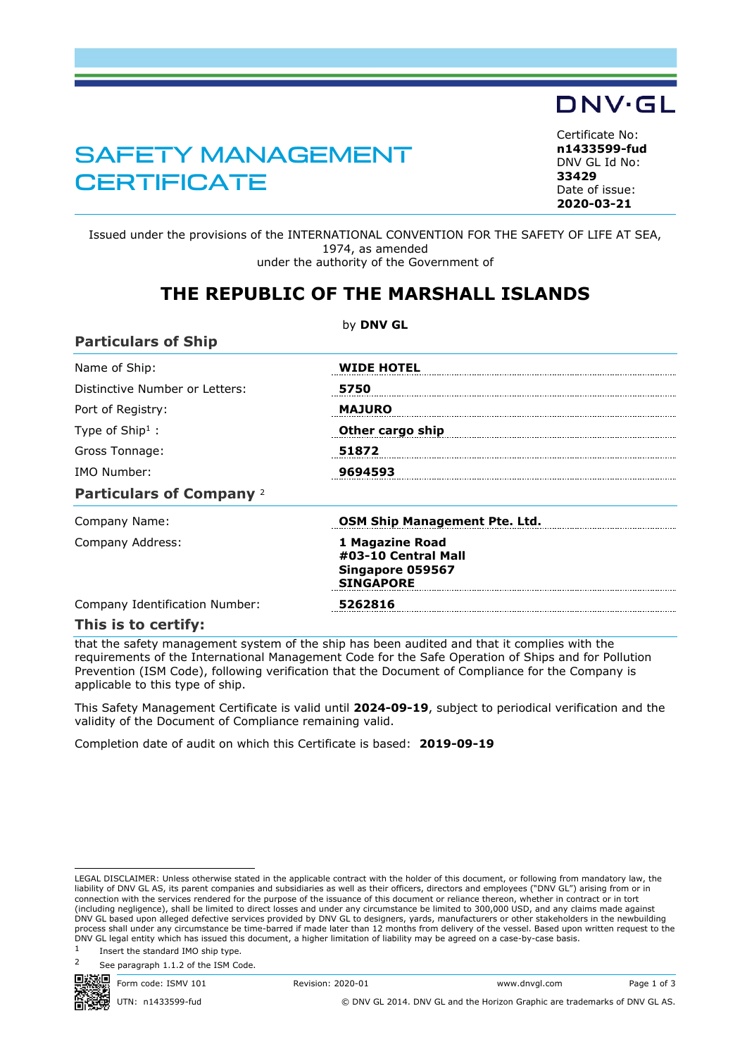DNV·GL

# SAFETY MANAGEMENT CERTIFICATE

Certificate No:
**n1433599-fud**
DNV GL Id No:
**33429**
Date of issue:
**2020-03-21**

Issued under the provisions of the INTERNATIONAL CONVENTION FOR THE SAFETY OF LIFE AT SEA, 1974, as amended
under the authority of the Government of

## THE REPUBLIC OF THE MARSHALL ISLANDS

by **DNV GL**

### Particulars of Ship

| | |
|---|---|
| Name of Ship: | **WIDE HOTEL** |
| Distinctive Number or Letters: | **5750** |
| Port of Registry: | **MAJURO** |
| Type of Ship[1] : | **Other cargo ship** |
| Gross Tonnage: | **51872** |
| IMO Number: | **9694593** |

### Particulars of Company [2]

| | |
|---|---|
| Company Name: | **OSM Ship Management Pte. Ltd.** |
| Company Address: | **1 Magazine Road**<br>**#03-10 Central Mall**<br>**Singapore 059567**<br>**SINGAPORE** |
| Company Identification Number: | **5262816** |

### This is to certify:

that the safety management system of the ship has been audited and that it complies with the requirements of the International Management Code for the Safe Operation of Ships and for Pollution Prevention (ISM Code), following verification that the Document of Compliance for the Company is applicable to this type of ship.

This Safety Management Certificate is valid until **2024-09-19**, subject to periodical verification and the validity of the Document of Compliance remaining valid.

Completion date of audit on which this Certificate is based: **2019-09-19**

---

LEGAL DISCLAIMER: Unless otherwise stated in the applicable contract with the holder of this document, or following from mandatory law, the liability of DNV GL AS, its parent companies and subsidiaries as well as their officers, directors and employees ("DNV GL") arising from or in connection with the services rendered for the purpose of the issuance of this document or reliance thereon, whether in contract or in tort (including negligence), shall be limited to direct losses and under any circumstance be limited to 300,000 USD, and any claims made against DNV GL based upon alleged defective services provided by DNV GL to designers, yards, manufacturers or other stakeholders in the newbuilding process shall under any circumstance be time-barred if made later than 12 months from delivery of the vessel. Based upon written request to the DNV GL legal entity which has issued this document, a higher limitation of liability may be agreed on a case-by-case basis.

1 Insert the standard IMO ship type.

2 See paragraph 1.1.2 of the ISM Code.

Form code: ISMV 101 Revision: 2020-01 www.dnvgl.com
UTN: n1433599-fud © DNV GL 2014. DNV GL and the Horizon Graphic are trademarks of DNV GL AS.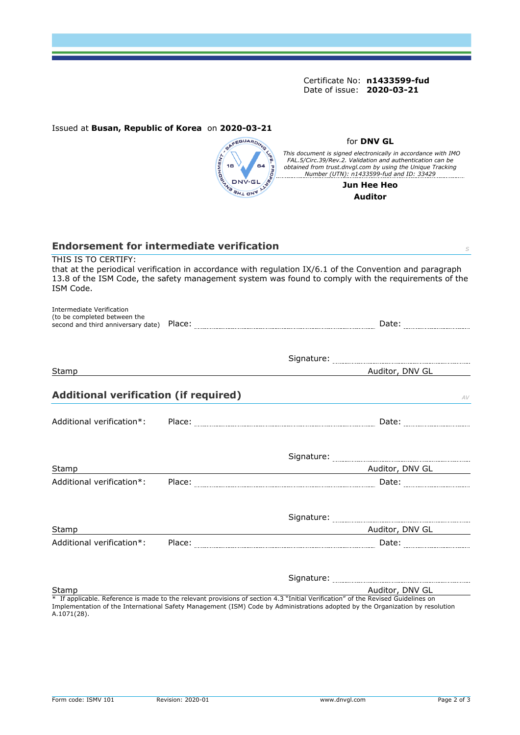Certificate No: **n1433599-fud**
Date of issue: **2020-03-21**

Issued at **Busan, Republic of Korea** on **2020-03-21**

for **DNV GL**

*This document is signed electronically in accordance with IMO FAL.5/Circ.39/Rev.2. Validation and authentication can be obtained from trust.dnvgl.com by using the Unique Tracking Number (UTN): n1433599-fud and ID: 33429*

**Jun Hee Heo**
**Auditor**

## Endorsement for intermediate verification

THIS IS TO CERTIFY:
that at the periodical verification in accordance with regulation IX/6.1 of the Convention and paragraph 13.8 of the ISM Code, the safety management system was found to comply with the requirements of the ISM Code.

Intermediate Verification
(to be completed between the second and third anniversary date) Place: .................................... Date: ....................

Signature: ....................................

Stamp Auditor, DNV GL

## Additional verification (if required)

Additional verification*: Place: .................................... Date: ....................

Signature: ....................................

Stamp Auditor, DNV GL

Additional verification*: Place: .................................... Date: ....................

Signature: ....................................

Stamp Auditor, DNV GL

Additional verification*: Place: .................................... Date: ....................

Signature: ....................................

Stamp Auditor, DNV GL

* If applicable. Reference is made to the relevant provisions of section 4.3 "Initial Verification" of the Revised Guidelines on Implementation of the International Safety Management (ISM) Code by Administrations adopted by the Organization by resolution A.1071(28).

Form code: ISMV 101 Revision: 2020-01 www.dnvgl.com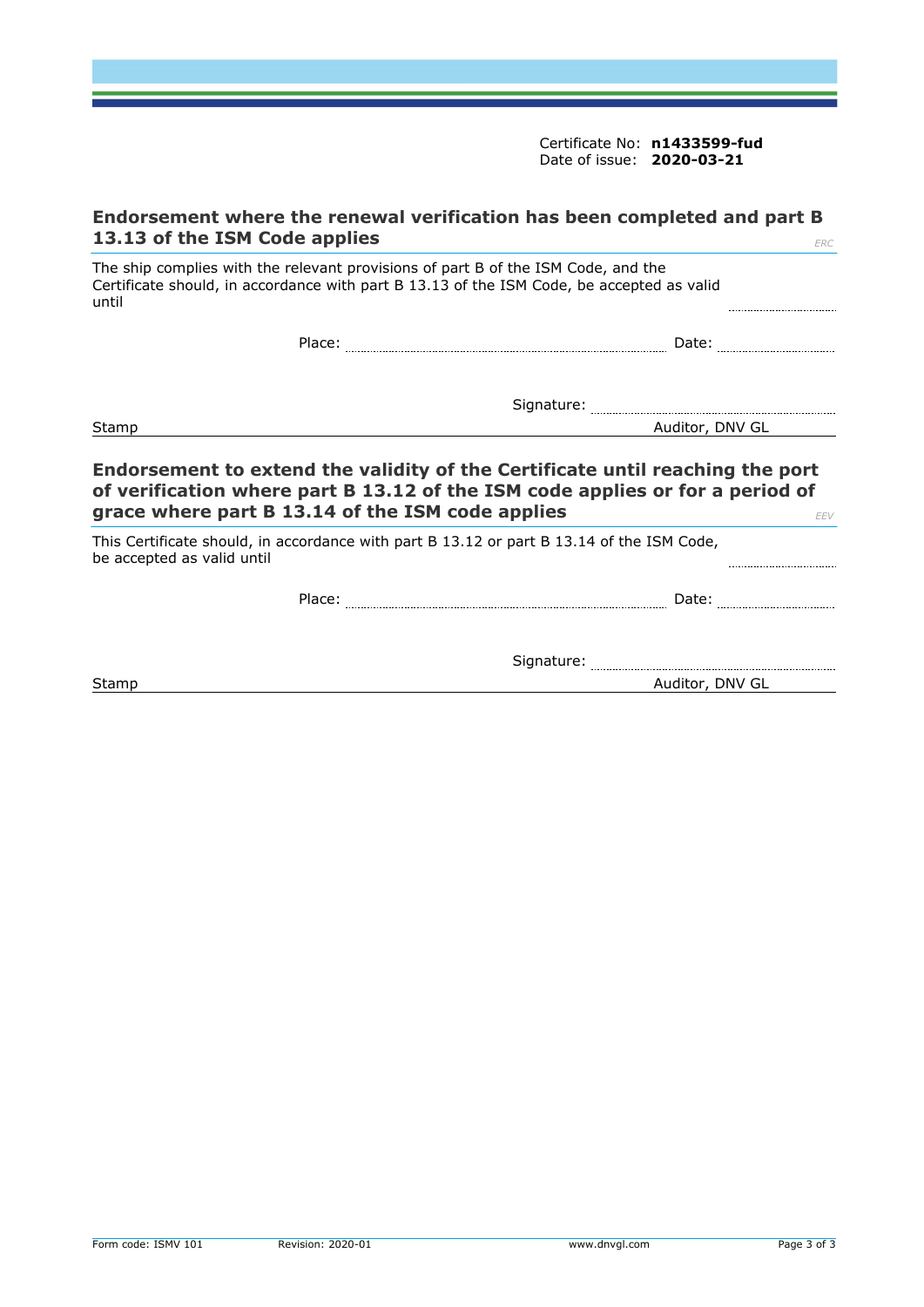Certificate No: **n1433599-fud**
Date of issue: **2020-03-21**

## Endorsement where the renewal verification has been completed and part B 13.13 of the ISM Code applies

*ERC*

The ship complies with the relevant provisions of part B of the ISM Code, and the Certificate should, in accordance with part B 13.13 of the ISM Code, be accepted as valid until ..............................

Place: .................................................................................... Date: ..............................

Signature: ..........................................................................

Stamp

Auditor, DNV GL

## Endorsement to extend the validity of the Certificate until reaching the port of verification where part B 13.12 of the ISM code applies or for a period of grace where part B 13.14 of the ISM code applies

*EEV*

This Certificate should, in accordance with part B 13.12 or part B 13.14 of the ISM Code, be accepted as valid until ..............................

Place: .................................................................................... Date: ..............................

Signature: ..........................................................................

Stamp

Auditor, DNV GL

Form code: ISMV 101 Revision: 2020-01 www.dnvgl.com